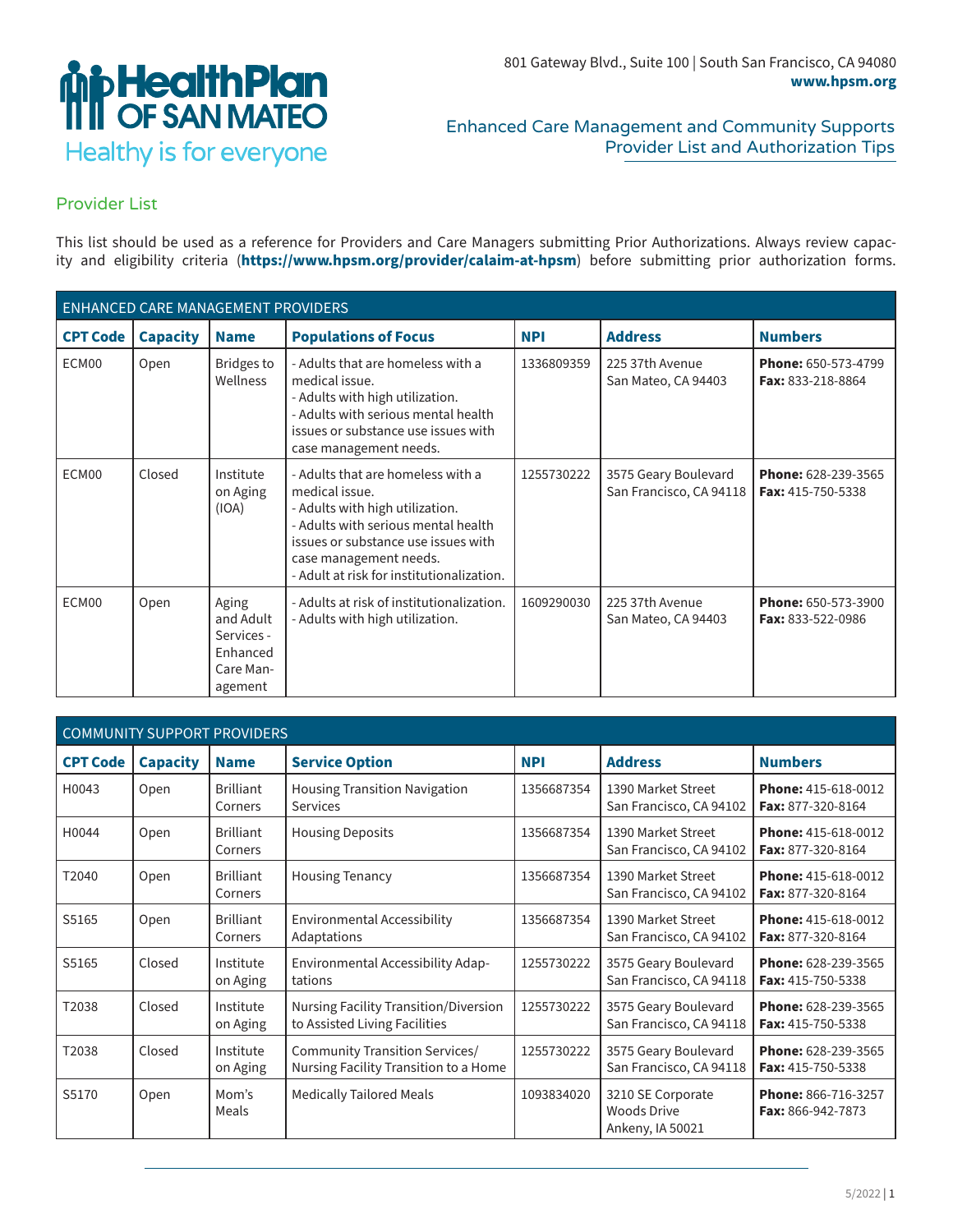# HealthPlan OF SAN MATEO

Healthy is for everyone

801 Gateway Blvd., Suite 100 | South San Francisco, CA 94080
**www.hpsm.org**

## Enhanced Care Management and Community Supports Provider List and Authorization Tips

### Provider List

This list should be used as a reference for Providers and Care Managers submitting Prior Authorizations. Always review capacity and eligibility criteria (**https://www.hpsm.org/provider/calaim-at-hpsm**) before submitting prior authorization forms.

| ENHANCED CARE MANAGEMENT PROVIDERS | | | | | | |
|---|---|---|---|---|---|---|
| **CPT Code** | **Capacity** | **Name** | **Populations of Focus** | **NPI** | **Address** | **Numbers** |
| ECM00 | Open | Bridges to Wellness | - Adults that are homeless with a medical issue.<br>- Adults with high utilization.<br>- Adults with serious mental health issues or substance use issues with case management needs. | 1336809359 | 225 37th Avenue<br>San Mateo, CA 94403 | **Phone:** 650-573-4799<br>**Fax:** 833-218-8864 |
| ECM00 | Closed | Institute on Aging (IOA) | - Adults that are homeless with a medical issue.<br>- Adults with high utilization.<br>- Adults with serious mental health issues or substance use issues with case management needs.<br>- Adult at risk for institutionalization. | 1255730222 | 3575 Geary Boulevard<br>San Francisco, CA 94118 | **Phone:** 628-239-3565<br>**Fax:** 415-750-5338 |
| ECM00 | Open | Aging and Adult Services - Enhanced Care Management | - Adults at risk of institutionalization.<br>- Adults with high utilization. | 1609290030 | 225 37th Avenue<br>San Mateo, CA 94403 | **Phone:** 650-573-3900<br>**Fax:** 833-522-0986 |

| COMMUNITY SUPPORT PROVIDERS | | | | | | |
|---|---|---|---|---|---|---|
| **CPT Code** | **Capacity** | **Name** | **Service Option** | **NPI** | **Address** | **Numbers** |
| H0043 | Open | Brilliant Corners | Housing Transition Navigation Services | 1356687354 | 1390 Market Street<br>San Francisco, CA 94102 | **Phone:** 415-618-0012<br>**Fax:** 877-320-8164 |
| H0044 | Open | Brilliant Corners | Housing Deposits | 1356687354 | 1390 Market Street<br>San Francisco, CA 94102 | **Phone:** 415-618-0012<br>**Fax:** 877-320-8164 |
| T2040 | Open | Brilliant Corners | Housing Tenancy | 1356687354 | 1390 Market Street<br>San Francisco, CA 94102 | **Phone:** 415-618-0012<br>**Fax:** 877-320-8164 |
| S5165 | Open | Brilliant Corners | Environmental Accessibility Adaptations | 1356687354 | 1390 Market Street<br>San Francisco, CA 94102 | **Phone:** 415-618-0012<br>**Fax:** 877-320-8164 |
| S5165 | Closed | Institute on Aging | Environmental Accessibility Adaptations | 1255730222 | 3575 Geary Boulevard<br>San Francisco, CA 94118 | **Phone:** 628-239-3565<br>**Fax:** 415-750-5338 |
| T2038 | Closed | Institute on Aging | Nursing Facility Transition/Diversion to Assisted Living Facilities | 1255730222 | 3575 Geary Boulevard<br>San Francisco, CA 94118 | **Phone:** 628-239-3565<br>**Fax:** 415-750-5338 |
| T2038 | Closed | Institute on Aging | Community Transition Services/ Nursing Facility Transition to a Home | 1255730222 | 3575 Geary Boulevard<br>San Francisco, CA 94118 | **Phone:** 628-239-3565<br>**Fax:** 415-750-5338 |
| S5170 | Open | Mom's Meals | Medically Tailored Meals | 1093834020 | 3210 SE Corporate Woods Drive<br>Ankeny, IA 50021 | **Phone:** 866-716-3257<br>**Fax:** 866-942-7873 |

5/2022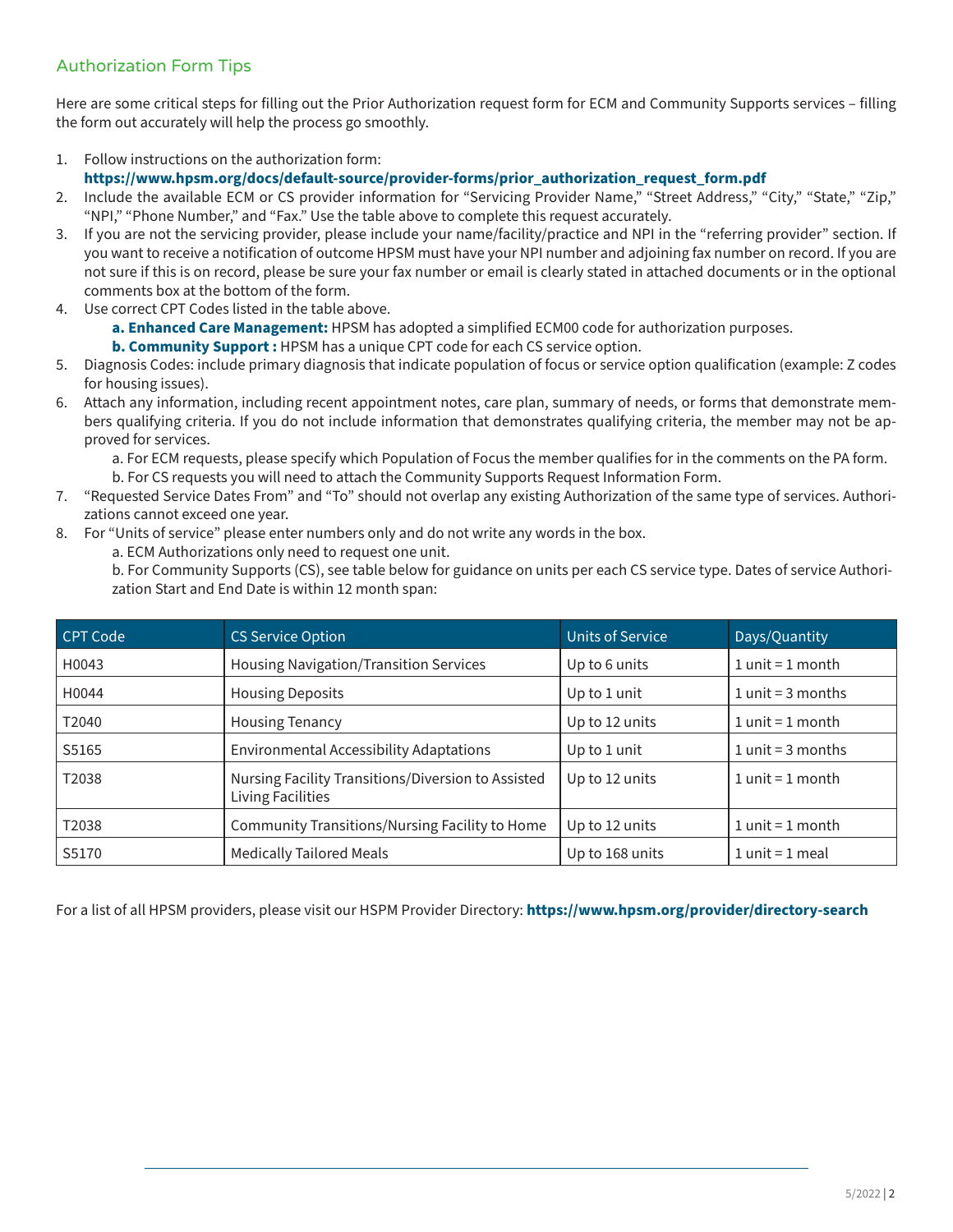## Authorization Form Tips

Here are some critical steps for filling out the Prior Authorization request form for ECM and Community Supports services – filling the form out accurately will help the process go smoothly.

1. Follow instructions on the authorization form:
   **https://www.hpsm.org/docs/default-source/provider-forms/prior_authorization_request_form.pdf**
2. Include the available ECM or CS provider information for "Servicing Provider Name," "Street Address," "City," "State," "Zip," "NPI," "Phone Number," and "Fax." Use the table above to complete this request accurately.
3. If you are not the servicing provider, please include your name/facility/practice and NPI in the "referring provider" section. If you want to receive a notification of outcome HPSM must have your NPI number and adjoining fax number on record. If you are not sure if this is on record, please be sure your fax number or email is clearly stated in attached documents or in the optional comments box at the bottom of the form.
4. Use correct CPT Codes listed in the table above.
   **a. Enhanced Care Management:** HPSM has adopted a simplified ECM00 code for authorization purposes.
   **b. Community Support :** HPSM has a unique CPT code for each CS service option.
5. Diagnosis Codes: include primary diagnosis that indicate population of focus or service option qualification (example: Z codes for housing issues).
6. Attach any information, including recent appointment notes, care plan, summary of needs, or forms that demonstrate members qualifying criteria. If you do not include information that demonstrates qualifying criteria, the member may not be approved for services.
   a. For ECM requests, please specify which Population of Focus the member qualifies for in the comments on the PA form.
   b. For CS requests you will need to attach the Community Supports Request Information Form.
7. "Requested Service Dates From" and "To" should not overlap any existing Authorization of the same type of services. Authorizations cannot exceed one year.
8. For "Units of service" please enter numbers only and do not write any words in the box.
   a. ECM Authorizations only need to request one unit.
   b. For Community Supports (CS), see table below for guidance on units per each CS service type. Dates of service Authorization Start and End Date is within 12 month span:

| CPT Code | CS Service Option | Units of Service | Days/Quantity |
|---|---|---|---|
| H0043 | Housing Navigation/Transition Services | Up to 6 units | 1 unit = 1 month |
| H0044 | Housing Deposits | Up to 1 unit | 1 unit = 3 months |
| T2040 | Housing Tenancy | Up to 12 units | 1 unit = 1 month |
| S5165 | Environmental Accessibility Adaptations | Up to 1 unit | 1 unit = 3 months |
| T2038 | Nursing Facility Transitions/Diversion to Assisted Living Facilities | Up to 12 units | 1 unit = 1 month |
| T2038 | Community Transitions/Nursing Facility to Home | Up to 12 units | 1 unit = 1 month |
| S5170 | Medically Tailored Meals | Up to 168 units | 1 unit = 1 meal |

For a list of all HPSM providers, please visit our HSPM Provider Directory: **https://www.hpsm.org/provider/directory-search**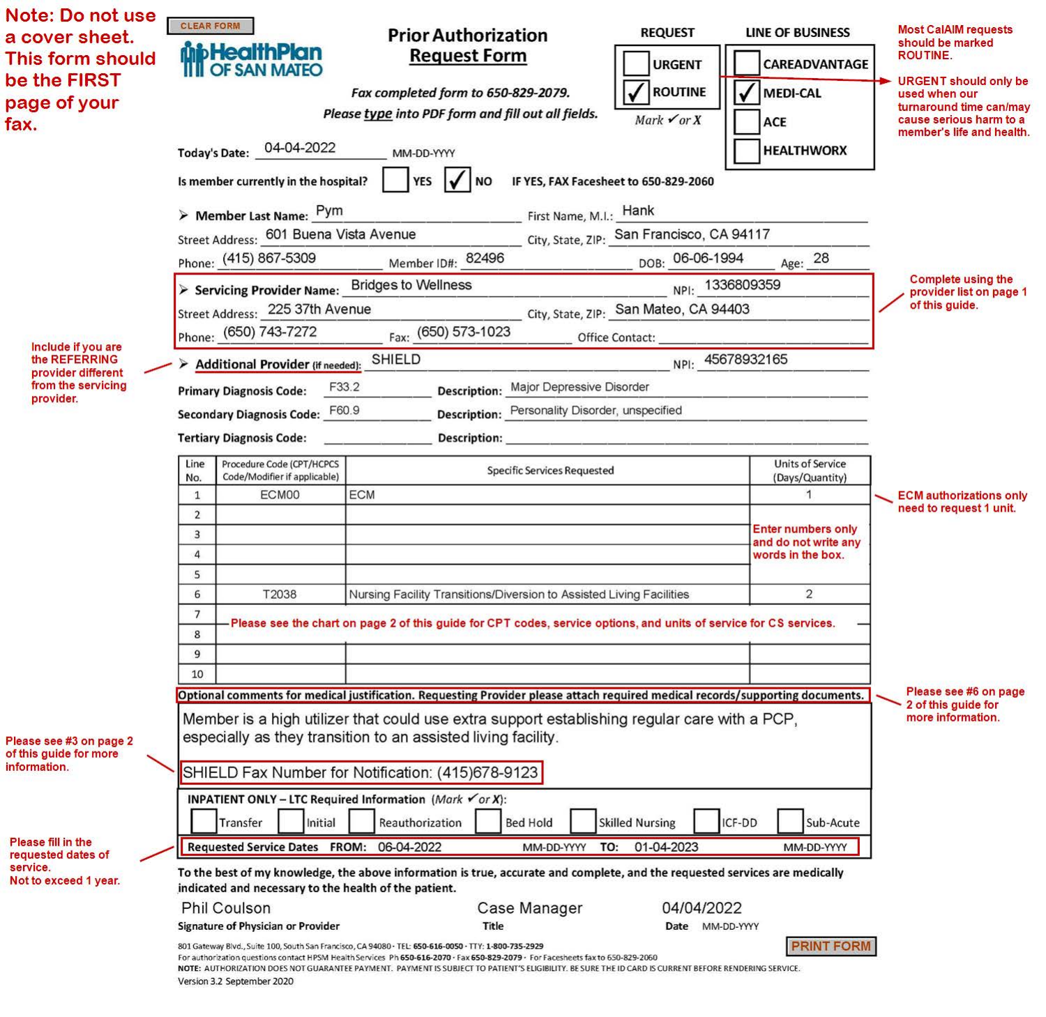**Note: Do not use a cover sheet. This form should be the FIRST page of your fax.**

CLEAR FORM

HealthPlan OF SAN MATEO

# Prior Authorization Request Form

*Fax completed form to 650-829-2079.*

*Please type into PDF form and fill out all fields.*

| REQUEST | LINE OF BUSINESS |
|---|---|
| ☐ URGENT | ☐ CAREADVANTAGE |
| ☑ ROUTINE | ☑ MEDI-CAL |
| *Mark ✓ or X* | ☐ ACE |
| | ☐ HEALTHWORX |

Most CalAIM requests should be marked ROUTINE.

URGENT should only be used when our turnaround time can/may cause serious harm to a member's life and health.

**Today's Date:** 04-04-2022 MM-DD-YYYY

**Is member currently in the hospital?** ☐ YES ☑ NO IF YES, FAX Facesheet to 650-829-2060

➢ **Member Last Name:** Pym First Name, M.I.: Hank

Street Address: 601 Buena Vista Avenue City, State, ZIP: San Francisco, CA 94117

Phone: (415) 867-5309 Member ID#: 82496 DOB: 06-06-1994 Age: 28

➢ **Servicing Provider Name:** Bridges to Wellness NPI: 1336809359

Street Address: 225 37th Avenue City, State, ZIP: San Mateo, CA 94403

Phone: (650) 743-7272 Fax: (650) 573-1023 Office Contact:

Complete using the provider list on page 1 of this guide.

Include if you are the REFERRING provider different from the servicing provider.

➢ **Additional Provider** (if needed): SHIELD NPI: 45678932165

**Primary Diagnosis Code:** F33.2 **Description:** Major Depressive Disorder

**Secondary Diagnosis Code:** F60.9 **Description:** Personality Disorder, unspecified

**Tertiary Diagnosis Code:** **Description:**

| Line No. | Procedure Code (CPT/HCPCS Code/Modifier if applicable) | Specific Services Requested | Units of Service (Days/Quantity) |
|---|---|---|---|
| 1 | ECM00 | ECM | 1 |
| 2 | | | |
| 3 | | | |
| 4 | | | |
| 5 | | | |
| 6 | T2038 | Nursing Facility Transitions/Diversion to Assisted Living Facilities | 2 |
| 7 | | | |
| 8 | | | |
| 9 | | | |
| 10 | | | |

ECM authorizations only need to request 1 unit.

Enter numbers only and do not write any words in the box.

Please see the chart on page 2 of this guide for CPT codes, service options, and units of service for CS services.

**Optional comments for medical justification. Requesting Provider please attach required medical records/supporting documents.**

Please see #6 on page 2 of this guide for more information.

Member is a high utilizer that could use extra support establishing regular care with a PCP, especially as they transition to an assisted living facility.

SHIELD Fax Number for Notification: (415)678-9123

Please see #3 on page 2 of this guide for more information.

**INPATIENT ONLY – LTC Required Information** (*Mark ✓ or X*):

☐ Transfer ☐ Initial ☐ Reauthorization ☐ Bed Hold ☐ Skilled Nursing ☐ ICF-DD ☐ Sub-Acute

**Requested Service Dates FROM:** 06-04-2022 MM-DD-YYYY **TO:** 01-04-2023 MM-DD-YYYY

Please fill in the requested dates of service. Not to exceed 1 year.

**To the best of my knowledge, the above information is true, accurate and complete, and the requested services are medically indicated and necessary to the health of the patient.**

Phil Coulson Case Manager 04/04/2022

**Signature of Physician or Provider** **Title** **Date** MM-DD-YYYY

PRINT FORM

801 Gateway Blvd., Suite 100, South San Francisco, CA 94080 · TEL: **650-616-0050** · TTY: **1-800-735-2929**

For authorization questions contact HPSM Health Services Ph **650-616-2070** · Fax **650-829-2079** · For Facesheets fax to 650-829-2060

**NOTE:** AUTHORIZATION DOES NOT GUARANTEE PAYMENT. PAYMENT IS SUBJECT TO PATIENT'S ELIGIBILITY. BE SURE THE ID CARD IS CURRENT BEFORE RENDERING SERVICE.

Version 3.2 September 2020